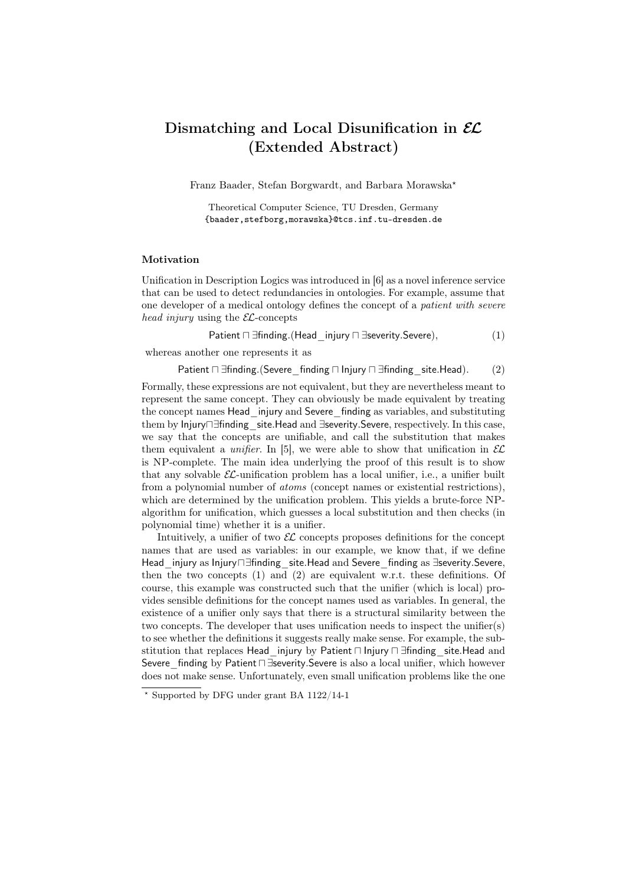# Dismatching and Local Disunification in $\mathcal{EL}$ (Extended Abstract)

Franz Baader, Stefan Borgwardt, and Barbara Morawska*

Theoretical Computer Science, TU Dresden, Germany
{baader,stefborg,morawska}@tcs.inf.tu-dresden.de

### Motivation

Unification in Description Logics was introduced in [6] as a novel inference service that can be used to detect redundancies in ontologies. For example, assume that one developer of a medical ontology defines the concept of a *patient with severe head injury* using the $\mathcal{EL}$-concepts

$$\mathsf{Patient} \sqcap \exists \mathsf{finding}.(\mathsf{Head\_injury} \sqcap \exists \mathsf{severity}.\mathsf{Severe}), \tag{1}$$

whereas another one represents it as

$$\mathsf{Patient} \sqcap \exists \mathsf{finding}.(\mathsf{Severe\_finding} \sqcap \mathsf{Injury} \sqcap \exists \mathsf{finding\_site}.\mathsf{Head}). \tag{2}$$

Formally, these expressions are not equivalent, but they are nevertheless meant to represent the same concept. They can obviously be made equivalent by treating the concept names Head_injury and Severe_finding as variables, and substituting them by $\mathsf{Injury} \sqcap \exists \mathsf{finding\_site}.\mathsf{Head}$ and $\exists \mathsf{severity}.\mathsf{Severe}$, respectively. In this case, we say that the concepts are unifiable, and call the substitution that makes them equivalent a *unifier*. In [5], we were able to show that unification in $\mathcal{EL}$ is NP-complete. The main idea underlying the proof of this result is to show that any solvable $\mathcal{EL}$-unification problem has a local unifier, i.e., a unifier built from a polynomial number of *atoms* (concept names or existential restrictions), which are determined by the unification problem. This yields a brute-force NP-algorithm for unification, which guesses a local substitution and then checks (in polynomial time) whether it is a unifier.

Intuitively, a unifier of two $\mathcal{EL}$ concepts proposes definitions for the concept names that are used as variables: in our example, we know that, if we define Head_injury as $\mathsf{Injury} \sqcap \exists \mathsf{finding\_site}.\mathsf{Head}$ and Severe_finding as $\exists \mathsf{severity}.\mathsf{Severe}$, then the two concepts (1) and (2) are equivalent w.r.t. these definitions. Of course, this example was constructed such that the unifier (which is local) provides sensible definitions for the concept names used as variables. In general, the existence of a unifier only says that there is a structural similarity between the two concepts. The developer that uses unification needs to inspect the unifier(s) to see whether the definitions it suggests really make sense. For example, the substitution that replaces Head_injury by $\mathsf{Patient} \sqcap \mathsf{Injury} \sqcap \exists \mathsf{finding\_site}.\mathsf{Head}$ and Severe_finding by $\mathsf{Patient} \sqcap \exists \mathsf{severity}.\mathsf{Severe}$ is also a local unifier, which however does not make sense. Unfortunately, even small unification problems like the one

* Supported by DFG under grant BA 1122/14-1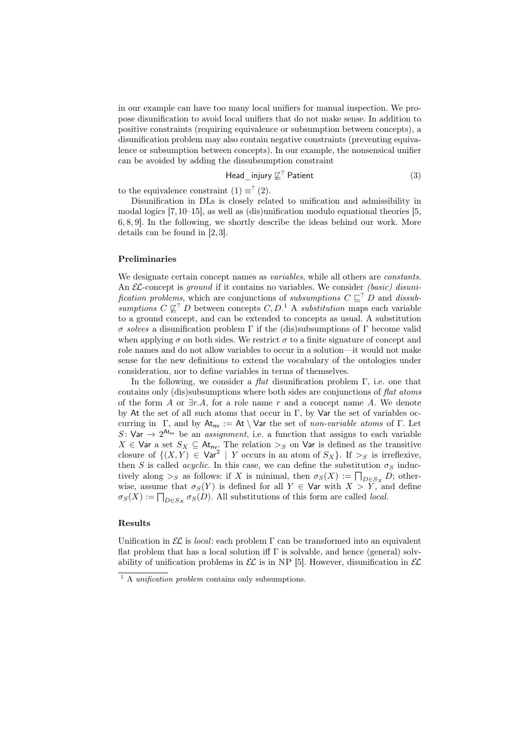in our example can have too many local unifiers for manual inspection. We propose disunification to avoid local unifiers that do not make sense. In addition to positive constraints (requiring equivalence or subsumption between concepts), a disunification problem may also contain negative constraints (preventing equivalence or subsumption between concepts). In our example, the nonsensical unifier can be avoided by adding the dissubsumption constraint

$$\mathsf{Head\_injury} \not\sqsubseteq^? \mathsf{Patient} \tag{3}$$

to the equivalence constraint (1) $\equiv^?$ (2).

Disunification in DLs is closely related to unification and admissibility in modal logics [7, 10–15], as well as (dis)unification modulo equational theories [5, 6, 8, 9]. In the following, we shortly describe the ideas behind our work. More details can be found in [2, 3].

### Preliminaries

We designate certain concept names as *variables*, while all others are *constants*. An $\mathcal{EL}$-concept is *ground* if it contains no variables. We consider *(basic) disunification problems*, which are conjunctions of *subsumptions* $C \sqsubseteq^? D$ and *dissubsumptions* $C \not\sqsubseteq^? D$ between concepts $C, D$.[1] A *substitution* maps each variable to a ground concept, and can be extended to concepts as usual. A substitution $\sigma$ *solves* a disunification problem $\Gamma$ if the (dis)subsumptions of $\Gamma$ become valid when applying $\sigma$ on both sides. We restrict $\sigma$ to a finite signature of concept and role names and do not allow variables to occur in a solution—it would not make sense for the new definitions to extend the vocabulary of the ontologies under consideration, nor to define variables in terms of themselves.

In the following, we consider a *flat* disunification problem $\Gamma$, i.e. one that contains only (dis)subsumptions where both sides are conjunctions of *flat atoms* of the form $A$ or $\exists r.A$, for a role name $r$ and a concept name $A$. We denote by $\mathsf{At}$ the set of all such atoms that occur in $\Gamma$, by $\mathsf{Var}$ the set of variables occurring in $\Gamma$, and by $\mathsf{At}_{\mathsf{nv}} := \mathsf{At} \setminus \mathsf{Var}$ the set of *non-variable atoms* of $\Gamma$. Let $S\colon \mathsf{Var} \to 2^{\mathsf{At}_{\mathsf{nv}}}$ be an *assignment*, i.e. a function that assigns to each variable $X \in \mathsf{Var}$ a set $S_X \subseteq \mathsf{At}_{\mathsf{nv}}$. The relation $>_S$ on $\mathsf{Var}$ is defined as the transitive closure of $\{(X, Y) \in \mathsf{Var}^2 \mid Y \text{ occurs in an atom of } S_X\}$. If $>_S$ is irreflexive, then $S$ is called *acyclic*. In this case, we can define the substitution $\sigma_S$ inductively along $>_S$ as follows: if $X$ is minimal, then $\sigma_S(X) := \bigsqcap_{D \in S_X} D$; otherwise, assume that $\sigma_S(Y)$ is defined for all $Y \in \mathsf{Var}$ with $X > Y$, and define $\sigma_S(X) := \bigsqcap_{D \in S_X} \sigma_S(D)$. All substitutions of this form are called *local*.

### Results

Unification in $\mathcal{EL}$ is *local*: each problem $\Gamma$ can be transformed into an equivalent flat problem that has a local solution iff $\Gamma$ is solvable, and hence (general) solvability of unification problems in $\mathcal{EL}$ is in NP [5]. However, disunification in $\mathcal{EL}$

[1] A *unification problem* contains only subsumptions.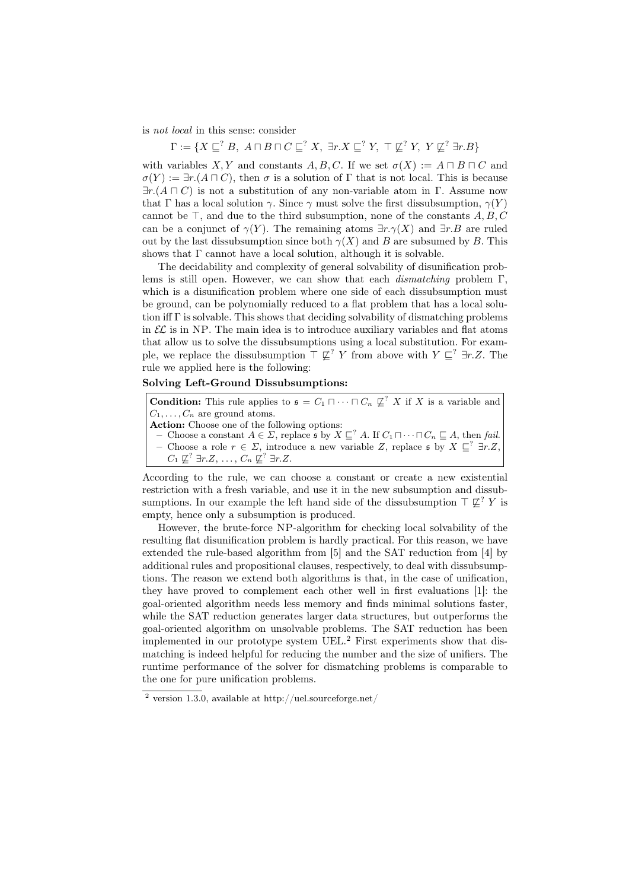is *not local* in this sense: consider

$$\Gamma := \{X \sqsubseteq^? B,\ A \sqcap B \sqcap C \sqsubseteq^? X,\ \exists r.X \sqsubseteq^? Y,\ \top \not\sqsubseteq^? Y,\ Y \not\sqsubseteq^? \exists r.B\}$$

with variables $X, Y$ and constants $A, B, C$. If we set $\sigma(X) := A \sqcap B \sqcap C$ and $\sigma(Y) := \exists r.(A \sqcap C)$, then $\sigma$ is a solution of $\Gamma$ that is not local. This is because $\exists r.(A \sqcap C)$ is not a substitution of any non-variable atom in $\Gamma$. Assume now that $\Gamma$ has a local solution $\gamma$. Since $\gamma$ must solve the first dissubsumption, $\gamma(Y)$ cannot be $\top$, and due to the third subsumption, none of the constants $A, B, C$ can be a conjunct of $\gamma(Y)$. The remaining atoms $\exists r.\gamma(X)$ and $\exists r.B$ are ruled out by the last dissubsumption since both $\gamma(X)$ and $B$ are subsumed by $B$. This shows that $\Gamma$ cannot have a local solution, although it is solvable.

The decidability and complexity of general solvability of disunification problems is still open. However, we can show that each *dismatching* problem $\Gamma$, which is a disunification problem where one side of each dissubsumption must be ground, can be polynomially reduced to a flat problem that has a local solution iff $\Gamma$ is solvable. This shows that deciding solvability of dismatching problems in $\mathcal{EL}$ is in NP. The main idea is to introduce auxiliary variables and flat atoms that allow us to solve the dissubsumptions using a local substitution. For example, we replace the dissubsumption $\top \not\sqsubseteq^? Y$ from above with $Y \sqsubseteq^? \exists r.Z$. The rule we applied here is the following:

**Solving Left-Ground Dissubsumptions:**

**Condition:** This rule applies to $\mathfrak{s} = C_1 \sqcap \cdots \sqcap C_n \not\sqsubseteq^? X$ if $X$ is a variable and $C_1, \ldots, C_n$ are ground atoms.
**Action:** Choose one of the following options:
- Choose a constant $A \in \Sigma$, replace $\mathfrak{s}$ by $X \sqsubseteq^? A$. If $C_1 \sqcap \cdots \sqcap C_n \sqsubseteq A$, then *fail*.
- Choose a role $r \in \Sigma$, introduce a new variable $Z$, replace $\mathfrak{s}$ by $X \sqsubseteq^? \exists r.Z$, $C_1 \not\sqsubseteq^? \exists r.Z, \ldots, C_n \not\sqsubseteq^? \exists r.Z$.

According to the rule, we can choose a constant or create a new existential restriction with a fresh variable, and use it in the new subsumption and dissubsumptions. In our example the left hand side of the dissubsumption $\top \not\sqsubseteq^? Y$ is empty, hence only a subsumption is produced.

However, the brute-force NP-algorithm for checking local solvability of the resulting flat disunification problem is hardly practical. For this reason, we have extended the rule-based algorithm from [5] and the SAT reduction from [4] by additional rules and propositional clauses, respectively, to deal with dissubsumptions. The reason we extend both algorithms is that, in the case of unification, they have proved to complement each other well in first evaluations [1]: the goal-oriented algorithm needs less memory and finds minimal solutions faster, while the SAT reduction generates larger data structures, but outperforms the goal-oriented algorithm on unsolvable problems. The SAT reduction has been implemented in our prototype system UEL.[2] First experiments show that dismatching is indeed helpful for reducing the number and the size of unifiers. The runtime performance of the solver for dismatching problems is comparable to the one for pure unification problems.

[2] version 1.3.0, available at http://uel.sourceforge.net/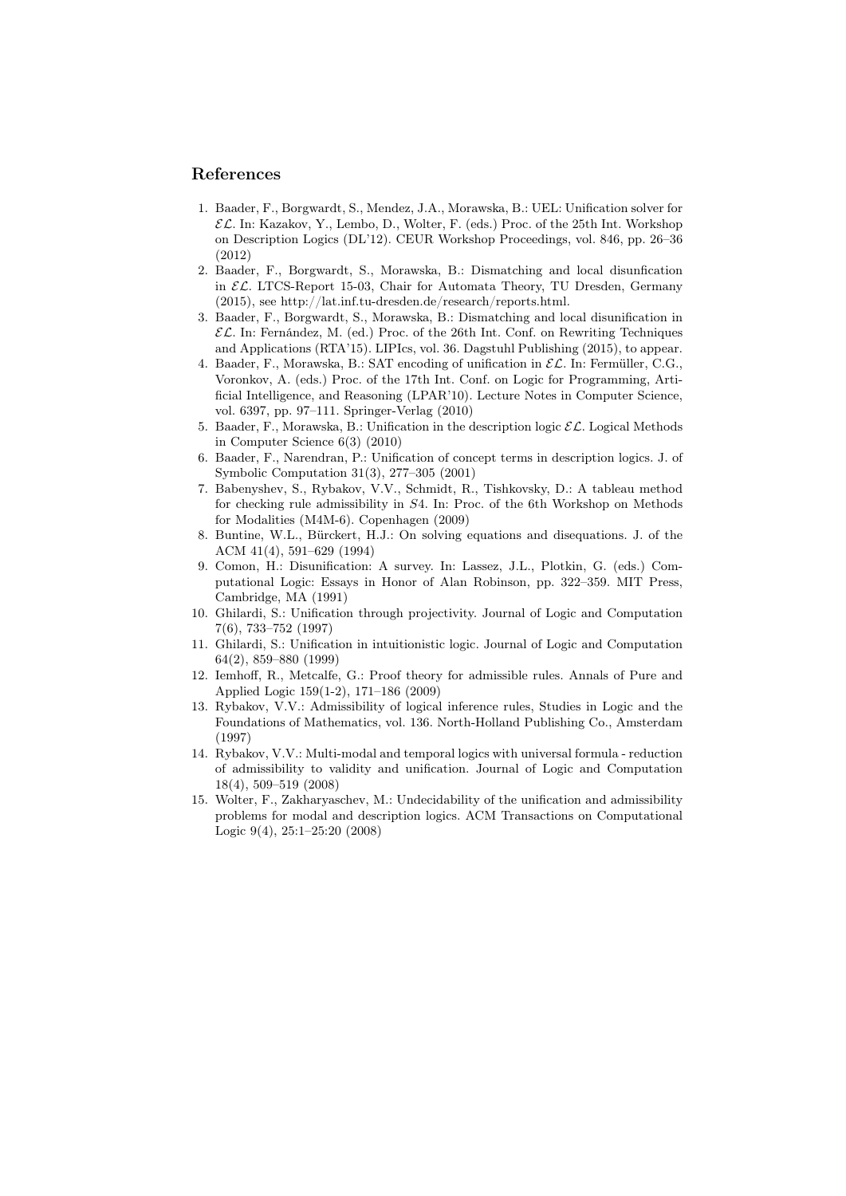## References

1. Baader, F., Borgwardt, S., Mendez, J.A., Morawska, B.: UEL: Unification solver for $\mathcal{EL}$. In: Kazakov, Y., Lembo, D., Wolter, F. (eds.) Proc. of the 25th Int. Workshop on Description Logics (DL'12). CEUR Workshop Proceedings, vol. 846, pp. 26–36 (2012)
2. Baader, F., Borgwardt, S., Morawska, B.: Dismatching and local disunfication in $\mathcal{EL}$. LTCS-Report 15-03, Chair for Automata Theory, TU Dresden, Germany (2015), see http://lat.inf.tu-dresden.de/research/reports.html.
3. Baader, F., Borgwardt, S., Morawska, B.: Dismatching and local disunification in $\mathcal{EL}$. In: Fernández, M. (ed.) Proc. of the 26th Int. Conf. on Rewriting Techniques and Applications (RTA'15). LIPIcs, vol. 36. Dagstuhl Publishing (2015), to appear.
4. Baader, F., Morawska, B.: SAT encoding of unification in $\mathcal{EL}$. In: Fermüller, C.G., Voronkov, A. (eds.) Proc. of the 17th Int. Conf. on Logic for Programming, Artificial Intelligence, and Reasoning (LPAR'10). Lecture Notes in Computer Science, vol. 6397, pp. 97–111. Springer-Verlag (2010)
5. Baader, F., Morawska, B.: Unification in the description logic $\mathcal{EL}$. Logical Methods in Computer Science 6(3) (2010)
6. Baader, F., Narendran, P.: Unification of concept terms in description logics. J. of Symbolic Computation 31(3), 277–305 (2001)
7. Babenyshev, S., Rybakov, V.V., Schmidt, R., Tishkovsky, D.: A tableau method for checking rule admissibility in $S4$. In: Proc. of the 6th Workshop on Methods for Modalities (M4M-6). Copenhagen (2009)
8. Buntine, W.L., Bürckert, H.J.: On solving equations and disequations. J. of the ACM 41(4), 591–629 (1994)
9. Comon, H.: Disunification: A survey. In: Lassez, J.L., Plotkin, G. (eds.) Computational Logic: Essays in Honor of Alan Robinson, pp. 322–359. MIT Press, Cambridge, MA (1991)
10. Ghilardi, S.: Unification through projectivity. Journal of Logic and Computation 7(6), 733–752 (1997)
11. Ghilardi, S.: Unification in intuitionistic logic. Journal of Logic and Computation 64(2), 859–880 (1999)
12. Iemhoff, R., Metcalfe, G.: Proof theory for admissible rules. Annals of Pure and Applied Logic 159(1-2), 171–186 (2009)
13. Rybakov, V.V.: Admissibility of logical inference rules, Studies in Logic and the Foundations of Mathematics, vol. 136. North-Holland Publishing Co., Amsterdam (1997)
14. Rybakov, V.V.: Multi-modal and temporal logics with universal formula - reduction of admissibility to validity and unification. Journal of Logic and Computation 18(4), 509–519 (2008)
15. Wolter, F., Zakharyaschev, M.: Undecidability of the unification and admissibility problems for modal and description logics. ACM Transactions on Computational Logic 9(4), 25:1–25:20 (2008)